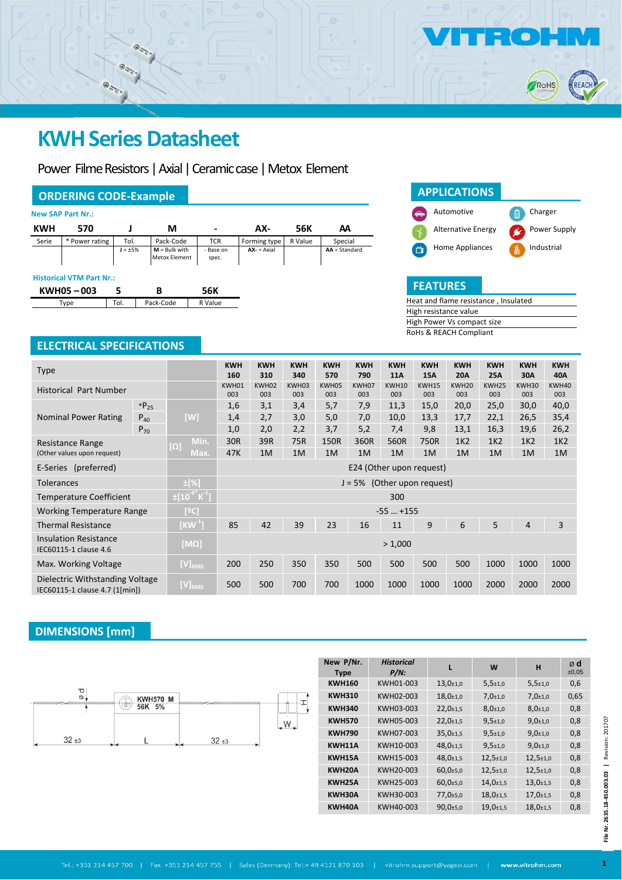# KWH Series Datasheet

Power Filme Resistors | Axial | Ceramic case | Metox Element

## ORDERING CODE-Example

**New SAP Part Nr.:**

| KWH | 570 | J | M | - | AX- | 56K | AA |
|---|---|---|---|---|---|---|---|
| Serie | * Power rating | Tol. | Pack-Code | TCR | Forming type | R Value | Special |
| | | J = ±5% | M = Bulk with Metox Element | - Base on spec. | AX- = Axial | | AA = Standard |

**Historical VTM Part Nr.:**

| KWH05 – 003 | 5 | B | 56K |
|---|---|---|---|
| Type | Tol. | Pack-Code | R Value |

## APPLICATIONS

- Automotive
- Charger
- Alternative Energy
- Power Supply
- Home Appliances
- Industrial

## FEATURES

- Heat and flame resistance , Insulated
- High resistance value
- High Power Vs compact size
- RoHs & REACH Compliant

## ELECTRICAL SPECIFICATIONS

| Type | | | KWH 160 | KWH 310 | KWH 340 | KWH 570 | KWH 790 | KWH 11A | KWH 15A | KWH 20A | KWH 25A | KWH 30A | KWH 40A |
|---|---|---|---|---|---|---|---|---|---|---|---|---|---|
| Historical Part Number | | | KWH01 003 | KWH02 003 | KWH03 003 | KWH05 003 | KWH07 003 | KWH10 003 | KWH15 003 | KWH20 003 | KWH25 003 | KWH30 003 | KWH40 003 |
| Nominal Power Rating | *$P_{25}$ | [W] | 1,6 | 3,1 | 3,4 | 5,7 | 7,9 | 11,3 | 15,0 | 20,0 | 25,0 | 30,0 | 40,0 |
| | $P_{40}$ | | 1,4 | 2,7 | 3,0 | 5,0 | 7,0 | 10,0 | 13,3 | 17,7 | 22,1 | 26,5 | 35,4 |
| | $P_{70}$ | | 1,0 | 2,0 | 2,2 | 3,7 | 5,2 | 7,4 | 9,8 | 13,1 | 16,3 | 19,6 | 26,2 |
| Resistance Range (Other values upon request) | | [Ω] Min. | 30R | 39R | 75R | 150R | 360R | 560R | 750R | 1K2 | 1K2 | 1K2 | 1K2 |
| | | Max. | 47K | 1M | 1M | 1M | 1M | 1M | 1M | 1M | 1M | 1M | 1M |
| E-Series (preferred) | | | E24 (Other upon request) | | | | | | | | | | |
| Tolerances | | ±[%] | J = 5% (Other upon request) | | | | | | | | | | |
| Temperature Coefficient | | ±[$10^{-6}$ $K^{-1}$] | 300 | | | | | | | | | | |
| Working Temperature Range | | [ºC] | -55 … +155 | | | | | | | | | | |
| Thermal Resistance | | [$KW^{-1}$] | 85 | 42 | 39 | 23 | 16 | 11 | 9 | 6 | 5 | 4 | 3 |
| Insulation Resistance IEC60115-1 clause 4.6 | | [MΩ] | > 1,000 | | | | | | | | | | |
| Max. Working Voltage | | $[V]_{RMS}$ | 200 | 250 | 350 | 350 | 500 | 500 | 500 | 500 | 1000 | 1000 | 1000 |
| Dielectric Withstanding Voltage IEC60115-1 clause 4.7 (1[min]) | | $[V]_{RMS}$ | 500 | 500 | 700 | 700 | 1000 | 1000 | 1000 | 1000 | 2000 | 2000 | 2000 |

## DIMENSIONS [mm]

| New P/Nr. Type | *Historical P/N:* | L | W | H | ø d ±0,05 |
|---|---|---|---|---|---|
| **KWH160** | KWH01-003 | 13,0±1,0 | 5,5±1,0 | 5,5±1,0 | 0,6 |
| **KWH310** | KWH02-003 | 18,0±1,0 | 7,0±1,0 | 7,0±1,0 | 0,65 |
| **KWH340** | KWH03-003 | 22,0±1,5 | 8,0±1,0 | 8,0±1,0 | 0,8 |
| **KWH570** | KWH05-003 | 22,0±1,5 | 9,5±1,0 | 9,0±1,0 | 0,8 |
| **KWH790** | KWH07-003 | 35,0±1,5 | 9,5±1,0 | 9,0±1,0 | 0,8 |
| **KWH11A** | KWH10-003 | 48,0±1,5 | 9,5±1,0 | 9,0±1,0 | 0,8 |
| **KWH15A** | KWH15-003 | 48,0±1,5 | 12,5±1,0 | 12,5±1,0 | 0,8 |
| **KWH20A** | KWH20-003 | 60,0±5,0 | 12,5±1,0 | 12,5±1,0 | 0,8 |
| **KWH25A** | KWH25-003 | 60,0±5,0 | 14,0±1,5 | 13,0±1,5 | 0,8 |
| **KWH30A** | KWH30-003 | 77,0±5,0 | 18,0±1,5 | 17,0±1,5 | 0,8 |
| **KWH40A** | KWH40-003 | 90,0±5,0 | 19,0±1,5 | 18,0±1,5 | 0,8 |

File Nr. 2635.18-450.003.03 | Revision: 201707

Tel.: +351 214 457 700 | Fax: +351 214 457 755 | Sales (Germany): Tel:+ 49 4121 870 103 | vitrohm.support@yageo.com | www.vitrohm.com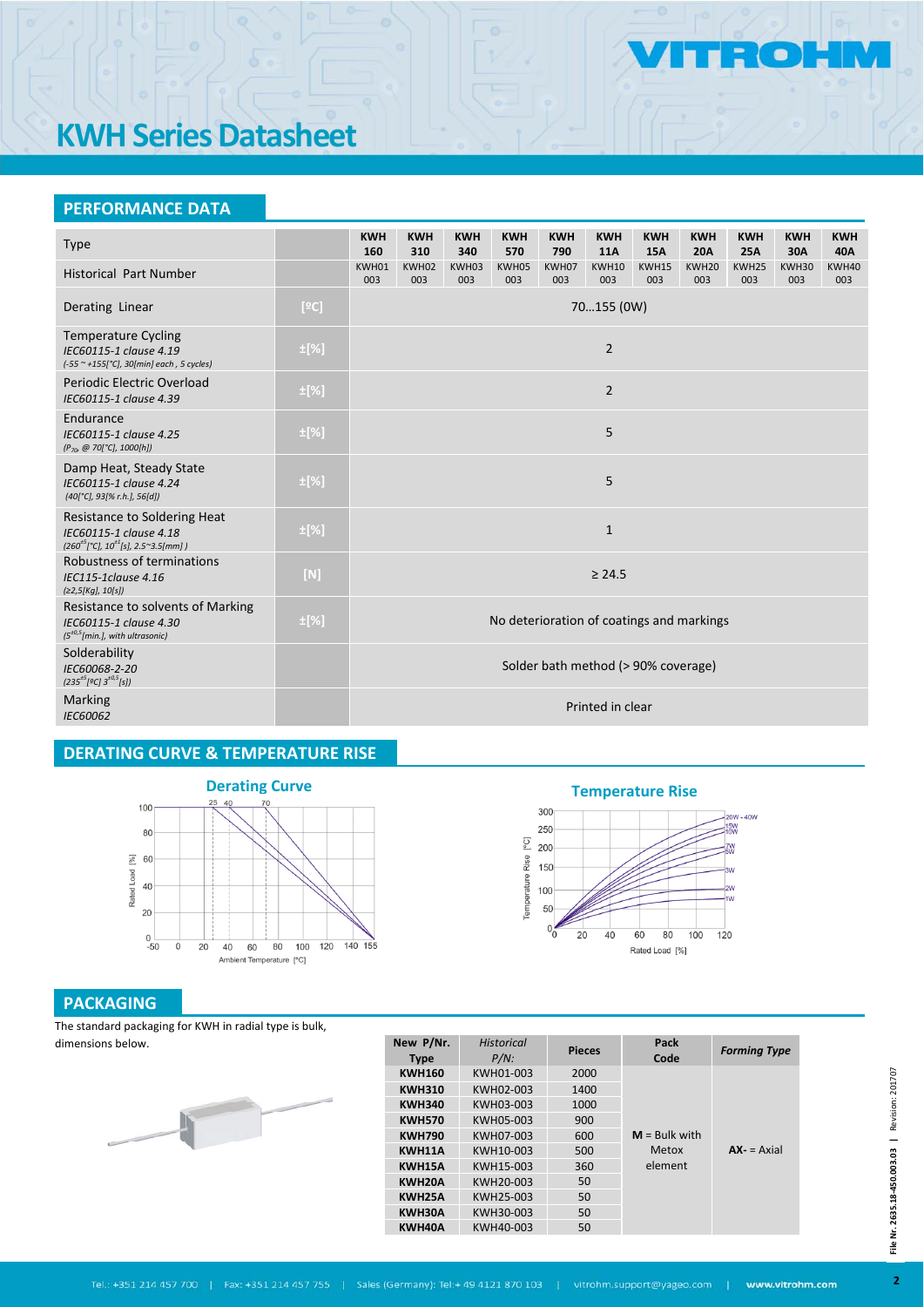# KWH Series Datasheet

## PERFORMANCE DATA

| Type | | KWH 160 | KWH 310 | KWH 340 | KWH 570 | KWH 790 | KWH 11A | KWH 15A | KWH 20A | KWH 25A | KWH 30A | KWH 40A |
|---|---|---|---|---|---|---|---|---|---|---|---|---|
| Historical Part Number | | KWH01 003 | KWH02 003 | KWH03 003 | KWH05 003 | KWH07 003 | KWH10 003 | KWH15 003 | KWH20 003 | KWH25 003 | KWH30 003 | KWH40 003 |
| Derating Linear | [ºC] | 70…155 (0W) | | | | | | | | | | |
| Temperature Cycling *IEC60115-1 clause 4.19* *(-55 ~ +155[°C], 30[min] each , 5 cycles)* | ±[%] | 2 | | | | | | | | | | |
| Periodic Electric Overload *IEC60115-1 clause 4.39* | ±[%] | 2 | | | | | | | | | | |
| Endurance *IEC60115-1 clause 4.25* *($P_{70}$ @ 70[°C], 1000[h])* | ±[%] | 5 | | | | | | | | | | |
| Damp Heat, Steady State *IEC60115-1 clause 4.24* *(40[°C], 93[% r.h.], 56[d])* | ±[%] | 5 | | | | | | | | | | |
| Resistance to Soldering Heat *IEC60115-1 clause 4.18* *($260^{\pm5}$[°C], $10^{\pm1}$[s], 2.5~3.5[mm] )* | ±[%] | 1 | | | | | | | | | | |
| Robustness of terminations *IEC115-1clause 4.16* *(≥2,5[Kg], 10[s])* | [N] | ≥ 24.5 | | | | | | | | | | |
| Resistance to solvents of Marking *IEC60115-1 clause 4.30* *($5^{+0.5}$[min.], with ultrasonic)* | ±[%] | No deterioration of coatings and markings | | | | | | | | | | |
| Solderability *IEC60068-2-20* *($235^{\pm5}$[ºC] $3^{\pm0.5}$[s])* | | Solder bath method (> 90% coverage) | | | | | | | | | | |
| Marking *IEC60062* | | Printed in clear | | | | | | | | | | |

## DERATING CURVE & TEMPERATURE RISE

**Derating Curve**

25 40 70

Rated Load [%]

Ambient Temperature [°C]

**Temperature Rise**

20W - 40W, 15W, 10W, 7W, 5W, 3W, 2W, 1W

Temperature Rise [°C]

Rated Load [%]

## PACKAGING

The standard packaging for KWH in radial type is bulk, dimensions below.

| New P/Nr. Type | *Historical P/N:* | Pieces | Pack Code | *Forming Type* |
|---|---|---|---|---|
| **KWH160** | KWH01-003 | 2000 | **M** = Bulk with Metox element | **AX-** = Axial |
| **KWH310** | KWH02-003 | 1400 | | |
| **KWH340** | KWH03-003 | 1000 | | |
| **KWH570** | KWH05-003 | 900 | | |
| **KWH790** | KWH07-003 | 600 | | |
| **KWH11A** | KWH10-003 | 500 | | |
| **KWH15A** | KWH15-003 | 360 | | |
| **KWH20A** | KWH20-003 | 50 | | |
| **KWH25A** | KWH25-003 | 50 | | |
| **KWH30A** | KWH30-003 | 50 | | |
| **KWH40A** | KWH40-003 | 50 | | |

File Nr. 2635.18-450.003.03 | Revision: 201707

Tel.: +351 214 457 700 | Fax: +351 214 457 755 | Sales (Germany): Tel:+ 49 4121 870 103 | vitrohm.support@yageo.com | www.vitrohm.com